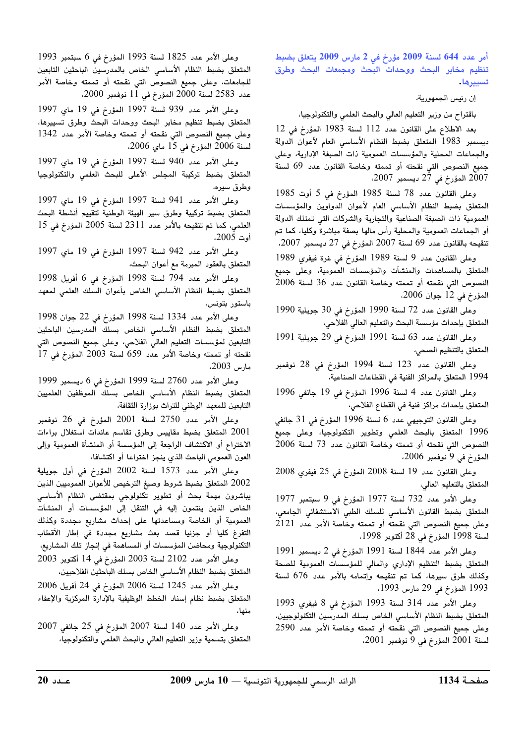**أمر عدد 644 لسنة 2009 مؤرخ في 2 مارس 2009 يتعلق بضبط تنظيم مخابر البحث ووحدات البحث ومجمعات البحث وطرق تسييرها.**

إن رئيس الجمهورية،

باقتراح من وزير التعليم العالي والبحث العلمي والتكنولوجيا،

بعد الاطلاع على القانون عدد 112 لسنة 1983 المؤرخ في 12 ديسمبر 1983 المتعلق بضبط النظام الأساسي العام لأعوان الدولة والجماعات المحلية والمؤسسات العمومية ذات الصبغة الإدارية، وعلى جميع النصوص التي نقحته أو تممته وخاصة القانون عدد 69 لسنة 2007 المؤرخ في 27 ديسمبر 2007،

وعلى القانون عدد 78 لسنة 1985 المؤرخ في 5 أوت 1985 المتعلق بضبط النظام الأساسي العام لأعوان الدواوين والمؤسسات العمومية ذات الصبغة الصناعية والتجارية والشركات التي تمتلك الدولة أو الجماعات العمومية والمحلية رأس مالها بصفة مباشرة وكليا، كما تم تنقيحه بالقانون عدد 69 لسنة 2007 المؤرخ في 27 ديسمبر 2007،

وعلى القانون عدد 9 لسنة 1989 المؤرخ في غرة فيفري 1989 المتعلق بالمساهمات والمنشآت والمؤسسات العمومية، وعلى جميع النصوص التي نقحته أو تممته وخاصة القانون عدد 36 لسنة 2006 المؤرخ في 12 جوان 2006،

وعلى القانون عدد 72 لسنة 1990 المؤرخ في 30 جويلية 1990 المتعلق بإحداث مؤسسة البحث والتعليم العالي الفلاحي،

وعلى القانون عدد 63 لسنة 1991 المؤرخ في 29 جويلية 1991 المتعلق بالتنظيم الصحي،

وعلى القانون عدد 123 لسنة 1994 المؤرخ في 28 نوفمبر 1994 المتعلق بالمراكز الفنية في القطاعات الصناعية،

وعلى القانون عدد 4 لسنة 1996 المؤرخ في 19 جانفي 1996 المتعلق بإحداث مراكز فنية في القطاع الفلاحي،

وعلى القانون التوجيهي عدد 6 لسنة 1996 المؤرخ في 31 جانفي 1996 المتعلق بالبحث العلمي وتطوير التكنولوجيا، وعلى جميع النصوص التي نقحته أو تممته وخاصة القانون عدد 73 لسنة 2006 المؤرخ في 9 نوفمبر 2006،

وعلى القانون عدد 19 لسنة 2008 المؤرخ في 25 فيفري 2008 المتعلق بالتعليم العالي،

وعلى الأمر عدد 732 لسنة 1977 المؤرخ في 9 سبتمبر 1977 المتعلق بضبط القانون الأساسي للسلك الطبي الاستشفائي الجامعي، وعلى جميع النصوص التي نقحته أو تممته وخاصة الأمر عدد 2121 لسنة 1998 المؤرخ في 28 أكتوبر 1998،

وعلى الأمر عدد 1844 لسنة 1991 المؤرخ في 2 ديسمبر 1991 المتعلق بضبط التنظيم الإداري والمالي للمؤسسات العمومية للصحة وكذلك طرق سيرها، كما تم تنقيحه وإتمامه بالأمر عدد 676 لسنة 1993 المؤرخ في 29 مارس 1993،

وعلى الأمر عدد 314 لسنة 1993 المؤرخ في 8 فيفري 1993 المتعلق بضبط النظام الأساسي الخاص بسلك المدرسين التكنولوجيين، وعلى جميع النصوص التي نقحته أو تممته وخاصة الأمر عدد 2590 لسنة 2001 المؤرخ في 9 نوفمبر 2001،

وعلى الأمر عدد 1825 لسنة 1993 المؤرخ في 6 سبتمبر 1993 المتعلق بضبط النظام الأساسي الخاص بالمدرسين الباحثين التابعين للجامعات، وعلى جميع النصوص التي نقحته أو تممته وخاصة الأمر عدد 2583 لسنة 2000 المؤرخ في 11 نوفمبر 2000،

وعلى الأمر عدد 939 لسنة 1997 المؤرخ في 19 ماي 1997 المتعلق بضبط تنظيم مخابر البحث ووحدات البحث وطرق تسييرها، وعلى جميع النصوص التي نقحته أو تممته وخاصة الأمر عدد 1342 لسنة 2006 المؤرخ في 15 ماي 2006،

وعلى الأمر عدد 940 لسنة 1997 المؤرخ في 19 ماي 1997 المتعلق بضبط تركيبة المجلس الأعلى للبحث العلمي والتكنولوجيا وطرق سيره،

وعلى الأمر عدد 941 لسنة 1997 المؤرخ في 19 ماي 1997 المتعلق بضبط تركيبة وطرق سير الهيئة الوطنية لتقييم أنشطة البحث العلمي، كما تم تنقيحه بالأمر عدد 2311 لسنة 2005 المؤرخ في 15 أوت 2005،

وعلى الأمر عدد 942 لسنة 1997 المؤرخ في 19 ماي 1997 المتعلق بالعقود المبرمة مع أعوان البحث،

وعلى الأمر عدد 794 لسنة 1998 المؤرخ في 6 أفريل 1998 المتعلق بضبط النظام الأساسي الخاص بأعوان السلك العلمي لمعهد باستور بتونس،

وعلى الأمر عدد 1334 لسنة 1998 المؤرخ في 22 جوان 1998 المتعلق بضبط النظام الأساسي الخاص بسلك المدرسين الباحثين التابعين لمؤسسات التعليم العالي الفلاحي، وعلى جميع النصوص التي نقحته أو تممته وخاصة الأمر عدد 659 لسنة 2003 المؤرخ في 17 مارس 2003،

وعلى الأمر عدد 2760 لسنة 1999 المؤرخ في 6 ديسمبر 1999 المتعلق بضبط النظام الأساسي الخاص بسلك الموظفين العلميين التابعين للمعهد الوطني للتراث بوزارة الثقافة،

وعلى الأمر عدد 2750 لسنة 2001 المؤرخ في 26 نوفمبر 2001 المتعلق بضبط مقاييس وطرق تقاسم عائدات استغلال براءات الاختراع أو الاكتشاف الراجعة إلى المؤسسة أو المنشأة العمومية وإلى العون العمومي الباحث الذي ينجز اختراعا أو اكتشافا،

وعلى الأمر عدد 1573 لسنة 2002 المؤرخ في أول جويلية 2002 المتعلق بضبط شروط وصيغ الترخيص للأعوان العموميين الذين يباشرون مهمة بحث أو تطوير تكنولوجي بمقتضى النظام الأساسي الخاص الذين ينتمون إليه في التنقل إلى المؤسسات أو المنشآت العمومية أو الخاصة ومساعدتها على إحداث مشاريع مجددة وكذلك التفرغ كليا أو جزئيا قصد بعث مشاريع مجددة في إطار الأقطاب التكنولوجية ومحاضن المؤسسات أو المساهمة في إنجاز تلك المشاريع،

وعلى الأمر عدد 2102 لسنة 2003 المؤرخ في 14 أكتوبر 2003 المتعلق بضبط النظام الأساسي الخاص بسلك الباحثين الفلاحيين،

وعلى الأمر عدد 1245 لسنة 2006 المؤرخ في 24 أفريل 2006 المتعلق بضبط نظام إسناد الخطط الوظيفية بالإدارة المركزية والإعفاء منها،

وعلى الأمر عدد 140 لسنة 2007 المؤرخ في 25 جانفي 2007 المتعلق بتسمية وزير التعليم العالي والبحث العلمي والتكنولوجيا،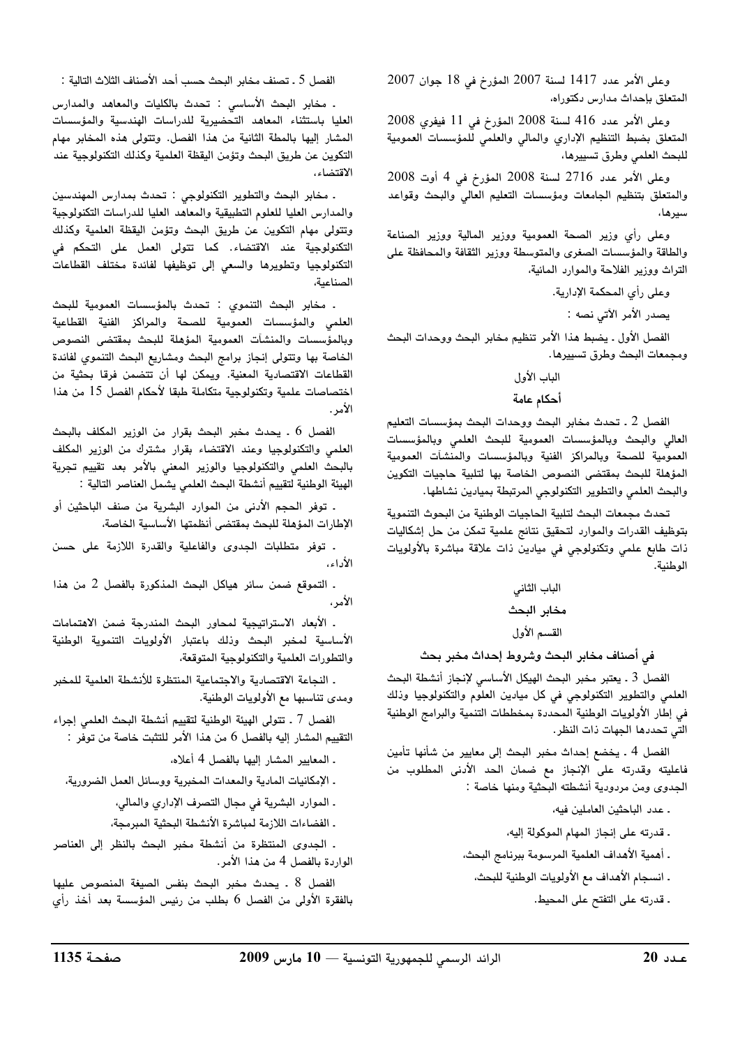وعلى الأمر عدد 1417 لسنة 2007 المؤرخ في 18 جوان 2007 المتعلق بإحداث مدارس دكتوراه،

وعلى الأمر عدد 416 لسنة 2008 المؤرخ في 11 فيفري 2008 المتعلق بضبط التنظيم الإداري والمالي والعلمي للمؤسسات العمومية للبحث العلمي وطرق تسييرها،

وعلى الأمر عدد 2716 لسنة 2008 المؤرخ في 4 أوت 2008 والمتعلق بتنظيم الجامعات ومؤسسات التعليم العالي والبحث وقواعد سيرها،

وعلى رأي وزير الصحة العمومية ووزير المالية ووزير الصناعة والطاقة والمؤسسات الصغرى والمتوسطة ووزير الثقافة والمحافظة على التراث ووزير الفلاحة والموارد المائية،

وعلى رأي المحكمة الإدارية.

يصدر الأمر الآتي نصه :

الفصل الأول ـ يضبط هذا الأمر تنظيم مخابر البحث ووحدات البحث ومجمعات البحث وطرق تسييرها.

## الباب الأول

## أحكام عامة

الفصل 2 ـ تحدث مخابر البحث ووحدات البحث بمؤسسات التعليم العالي والبحث وبالمؤسسات العمومية للبحث العلمي وبالمؤسسات العمومية للصحة وبالمراكز الفنية وبالمؤسسات والمنشآت العمومية المؤهلة للبحث بمقتضى النصوص الخاصة بها لتلبية حاجيات التكوين والبحث العلمي والتطوير التكنولوجي المرتبطة بميادين نشاطها.

تحدث مجمعات البحث لتلبية الحاجيات الوطنية من البحوث التنموية بتوظيف القدرات والموارد لتحقيق نتائج علمية تمكن من حل إشكاليات ذات طابع علمي وتكنولوجي في ميادين ذات علاقة مباشرة بالأولويات الوطنية.

## الباب الثاني

## مخابر البحث

### القسم الأول

### في أصناف مخابر البحث وشروط إحداث مخبر بحث

الفصل 3 ـ يعتبر مخبر البحث الهيكل الأساسي لإنجاز أنشطة البحث العلمي والتطوير التكنولوجي في كل ميادين العلوم والتكنولوجيا وذلك في إطار الأولويات الوطنية المحددة بمخططات التنمية والبرامج الوطنية التي تحددها الجهات ذات النظر.

الفصل 4 ـ يخضع إحداث مخبر البحث إلى معايير من شأنها تأمين فاعليته وقدرته على الإنجاز مع ضمان الحد الأدنى المطلوب من الجدوى ومن مردودية أنشطته البحثية ومنها خاصة :

- عدد الباحثين العاملين فيه،
- قدرته على إنجاز المهام الموكولة إليه،
- أهمية الأهداف العلمية المرسومة ببرنامج البحث،
- انسجام الأهداف مع الأولويات الوطنية للبحث،
- قدرته على التفتح على المحيط.

الفصل 5 ـ تصنف مخابر البحث حسب أحد الأصناف الثلاث التالية :

- مخابر البحث الأساسي : تحدث بالكليات والمعاهد والمدارس العليا باستثناء المعاهد التحضيرية للدراسات الهندسية والمؤسسات المشار إليها بالمطة الثانية من هذا الفصل. وتتولى هذه المخابر مهام التكوين عن طريق البحث وتؤمن اليقظة العلمية وكذلك التكنولوجية عند الاقتضاء،

- مخابر البحث والتطوير التكنولوجي : تحدث بمدارس المهندسين والمدارس العليا للعلوم التطبيقية والمعاهد العليا للدراسات التكنولوجية وتتولى مهام التكوين عن طريق البحث وتؤمن اليقظة العلمية وكذلك التكنولوجية عند الاقتضاء. كما تتولى العمل على التحكم في التكنولوجيا وتطويرها والسعي إلى توظيفها لفائدة مختلف القطاعات الصناعية،

- مخابر البحث التنموي : تحدث بالمؤسسات العمومية للبحث العلمي والمؤسسات العمومية للصحة والمراكز الفنية القطاعية وبالمؤسسات والمنشآت العمومية المؤهلة للبحث بمقتضى النصوص الخاصة بها وتتولى إنجاز برامج البحث ومشاريع البحث التنموي لفائدة القطاعات الاقتصادية المعنية. ويمكن لها أن تتضمن فرقا بحثية من اختصاصات علمية وتكنولوجية متكاملة طبقا لأحكام الفصل 15 من هذا الأمر.

الفصل 6 ـ يحدث مخبر البحث بقرار من الوزير المكلف بالبحث العلمي والتكنولوجيا وعند الاقتضاء بقرار مشترك من الوزير المكلف بالبحث العلمي والتكنولوجيا والوزير المعني بالأمر بعد تقييم تجربة الهيئة الوطنية لتقييم أنشطة البحث العلمي يشمل العناصر التالية :

- توفر الحجم الأدنى من الموارد البشرية من صنف الباحثين أو الإطارات المؤهلة للبحث بمقتضى أنظمتها الأساسية الخاصة،
- توفر متطلبات الجدوى والفاعلية والقدرة اللازمة على حسن الأداء،
- التموقع ضمن سائر هياكل البحث المذكورة بالفصل 2 من هذا الأمر،
- الأبعاد الاستراتيجية لمحاور البحث المندرجة ضمن الاهتمامات الأساسية لمخبر البحث وذلك باعتبار الأولويات التنموية الوطنية والتطورات العلمية والتكنولوجية المتوقعة،
- النجاعة الاقتصادية والاجتماعية المنتظرة للأنشطة العلمية للمخبر ومدى تناسبها مع الأولويات الوطنية.

الفصل 7 ـ تتولى الهيئة الوطنية لتقييم أنشطة البحث العلمي إجراء التقييم المشار إليه بالفصل 6 من هذا الأمر للتثبت خاصة من توفر :

- المعايير المشار إليها بالفصل 4 أعلاه،
- الإمكانيات المادية والمعدات المخبرية ووسائل العمل الضرورية،
- الموارد البشرية في مجال التصرف الإداري والمالي،
- الفضاءات اللازمة لمباشرة الأنشطة البحثية المبرمجة،
- الجدوى المنتظرة من أنشطة مخبر البحث بالنظر إلى العناصر الواردة بالفصل 4 من هذا الأمر.

الفصل 8 ـ يحدث مخبر البحث بنفس الصيغة المنصوص عليها بالفقرة الأولى من الفصل 6 بطلب من رئيس المؤسسة بعد أخذ رأي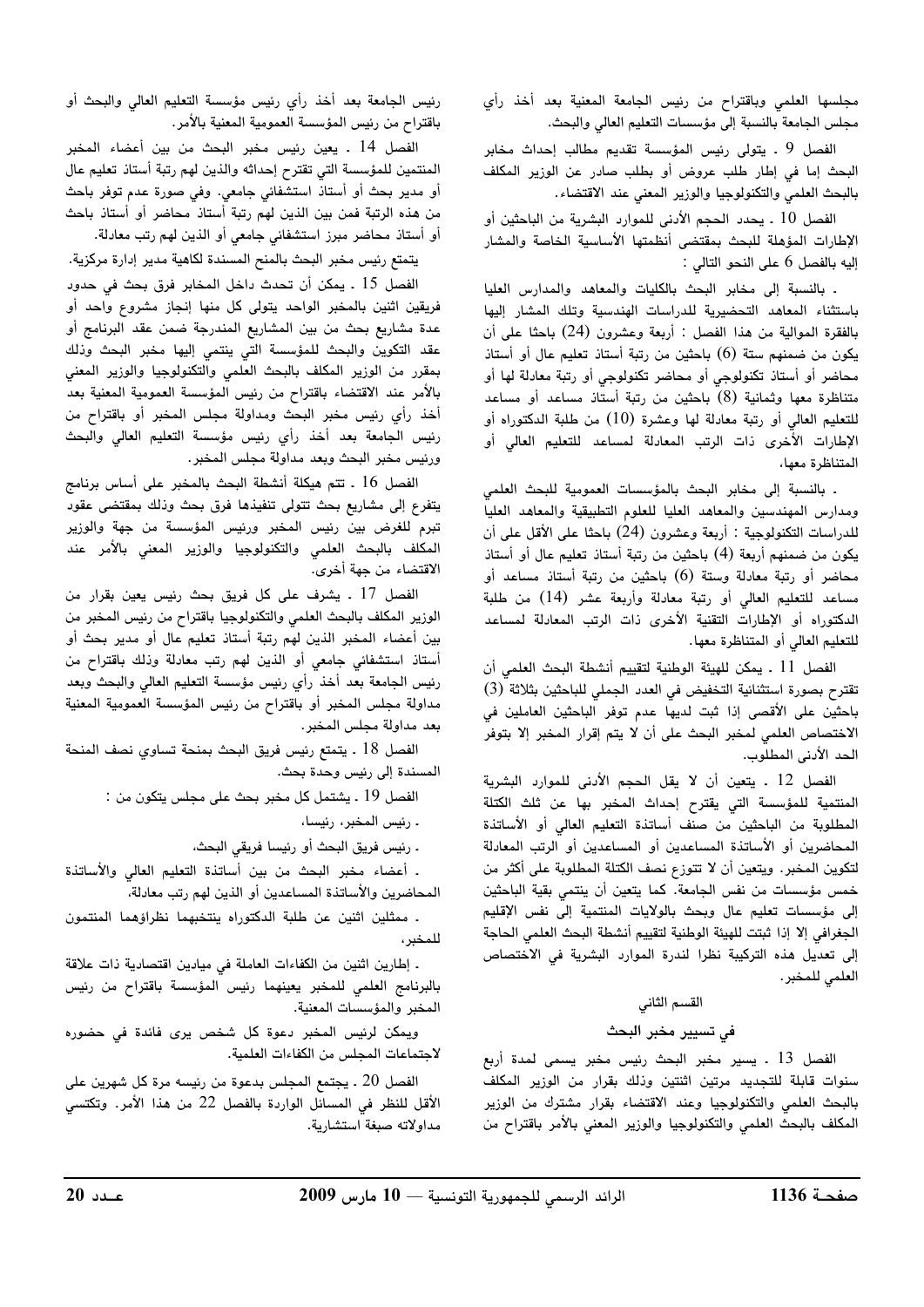مجلسها العلمي وباقتراح من رئيس الجامعة المعنية بعد أخذ رأي مجلس الجامعة بالنسبة إلى مؤسسات التعليم العالي والبحث.

الفصل 9 ـ يتولى رئيس المؤسسة تقديم مطالب إحداث مخابر البحث إما في إطار طلب عروض أو بطلب صادر عن الوزير المكلف بالبحث العلمي والتكنولوجيا والوزير المعني عند الاقتضاء.

الفصل 10 ـ يحدد الحجم الأدنى للموارد البشرية من الباحثين أو الإطارات المؤهلة للبحث بمقتضى أنظمتها الأساسية الخاصة والمشار إليه بالفصل 6 على النحو التالي :

ـ بالنسبة إلى مخابر البحث بالكليات والمعاهد والمدارس العليا باستثناء المعاهد التحضيرية للدراسات الهندسية وتلك المشار إليها بالفقرة الموالية من هذا الفصل : أربعة وعشرون (24) باحثا على أن يكون من ضمنهم ستة (6) باحثين من رتبة أستاذ تعليم عال أو أستاذ محاضر أو أستاذ تكنولوجي أو محاضر تكنولوجي أو رتبة معادلة لها أو متناظرة معها وثمانية (8) باحثين من رتبة أستاذ مساعد أو مساعد للتعليم العالي أو رتبة معادلة لها وعشرة (10) من طلبة الدكتوراه أو الإطارات الأخرى ذات الرتب المعادلة لمساعد للتعليم العالي أو المتناظرة معها،

ـ بالنسبة إلى مخابر البحث بالمؤسسات العمومية للبحث العلمي ومدارس المهندسين والمعاهد العليا للعلوم التطبيقية والمعاهد العليا للدراسات التكنولوجية : أربعة وعشرون (24) باحثا على الأقل على أن يكون من ضمنهم أربعة (4) باحثين من رتبة أستاذ تعليم عال أو أستاذ محاضر أو رتبة معادلة وستة (6) باحثين من رتبة أستاذ مساعد أو مساعد للتعليم العالي أو رتبة معادلة وأربعة عشر (14) من طلبة الدكتوراه أو الإطارات التقنية الأخرى ذات الرتب المعادلة لمساعد للتعليم العالي أو المتناظرة معها.

الفصل 11 ـ يمكن للهيئة الوطنية لتقييم أنشطة البحث العلمي أن تقترح بصورة استثنائية التخفيض في العدد الجملي للباحثين بثلاثة (3) باحثين على الأقصى إذا ثبت لديها عدم توفر الباحثين العاملين في الاختصاص العلمي لمخبر البحث على أن لا يتم إقرار المخبر إلا بتوفر الحد الأدنى المطلوب.

الفصل 12 ـ يتعين أن لا يقل الحجم الأدنى للموارد البشرية المنتمية للمؤسسة التي يقترح إحداث المخبر بها عن ثلث الكتلة المطلوبة من الباحثين من صنف أساتذة التعليم العالي أو الأساتذة المحاضرين أو الأساتذة المساعدين أو المساعدين أو الرتب المعادلة لتكوين المخبر. ويتعين أن لا تتوزع نصف الكتلة المطلوبة على أكثر من خمس مؤسسات من نفس الجامعة. كما يتعين أن ينتمي بقية الباحثين إلى مؤسسات تعليم عال وبحث بالولايات المنتمية إلى نفس الإقليم الجغرافي إلا إذا ثبتت للهيئة الوطنية لتقييم أنشطة البحث العلمي الحاجة إلى تعديل هذه التركيبة نظرا لندرة الموارد البشرية في الاختصاص العلمي للمخبر.

## القسم الثاني

## في تسيير مخبر البحث

الفصل 13 ـ يسير مخبر البحث رئيس مخبر يسمى لمدة أربع سنوات قابلة للتجديد مرتين اثنتين وذلك بقرار من الوزير المكلف بالبحث العلمي والتكنولوجيا وعند الاقتضاء بقرار مشترك من الوزير المكلف بالبحث العلمي والتكنولوجيا والوزير المعني بالأمر باقتراح من رئيس الجامعة بعد أخذ رأي رئيس مؤسسة التعليم العالي والبحث أو باقتراح من رئيس المؤسسة العمومية المعنية بالأمر.

الفصل 14 ـ يعين رئيس مخبر البحث من بين أعضاء المخبر المنتمين للمؤسسة التي تقترح إحداثه والذين لهم رتبة أستاذ تعليم عال أو مدير بحث أو أستاذ استشفائي جامعي. وفي صورة عدم توفر باحث من هذه الرتبة فمن بين الذين لهم رتبة أستاذ محاضر أو أستاذ باحث أو أستاذ محاضر مبرز استشفائي جامعي أو الذين لهم رتب معادلة.

يتمتع رئيس مخبر البحث بالمنح المسندة لكاهية مدير إدارة مركزية.

الفصل 15 ـ يمكن أن تحدث داخل المخابر فرق بحث في حدود فريقين اثنين بالمخبر الواحد يتولى كل منها إنجاز مشروع واحد أو عدة مشاريع بحث من بين المشاريع المندرجة ضمن عقد البرنامج أو عقد التكوين والبحث للمؤسسة التي ينتمي إليها مخبر البحث وذلك بمقرر من الوزير المكلف بالبحث العلمي والتكنولوجيا والوزير المعني بالأمر عند الاقتضاء باقتراح من رئيس المؤسسة العمومية المعنية بعد أخذ رأي رئيس مخبر البحث ومداولة مجلس المخبر أو باقتراح من رئيس الجامعة بعد أخذ رأي رئيس مؤسسة التعليم العالي والبحث ورئيس مخبر البحث وبعد مداولة مجلس المخبر.

الفصل 16 ـ تتم هيكلة أنشطة البحث بالمخبر على أساس برنامج يتفرع إلى مشاريع بحث تتولى تنفيذها فرق بحث وذلك بمقتضى عقود تبرم للغرض بين رئيس المخبر ورئيس المؤسسة من جهة والوزير المكلف بالبحث العلمي والتكنولوجيا والوزير المعني بالأمر عند الاقتضاء من جهة أخرى.

الفصل 17 ـ يشرف على كل فريق بحث رئيس يعين بقرار من الوزير المكلف بالبحث العلمي والتكنولوجيا باقتراح من رئيس المخبر من بين أعضاء المخبر الذين لهم رتبة أستاذ تعليم عال أو مدير بحث أو أستاذ استشفائي جامعي أو الذين لهم رتب معادلة وذلك باقتراح من رئيس الجامعة بعد أخذ رأي رئيس مؤسسة التعليم العالي والبحث وبعد مداولة مجلس المخبر أو باقتراح من رئيس المؤسسة العمومية المعنية بعد مداولة مجلس المخبر.

الفصل 18 ـ يتمتع رئيس فريق البحث بمنحة تساوي نصف المنحة المسندة إلى رئيس وحدة بحث.

الفصل 19 ـ يشتمل كل مخبر بحث على مجلس يتكون من :

ـ رئيس المخبر، رئيسا،

ـ رئيس فريق البحث أو رئيسا فريقي البحث،

ـ أعضاء مخبر البحث من بين أساتذة التعليم العالي والأساتذة المحاضرين والأساتذة المساعدين أو الذين لهم رتب معادلة،

ـ ممثلين اثنين عن طلبة الدكتوراه ينتخبهما نظراؤهما المنتمون للمخبر،

ـ إطارين اثنين من الكفاءات العاملة في ميادين اقتصادية ذات علاقة بالبرنامج العلمي للمخبر يعينهما رئيس المؤسسة باقتراح من رئيس المخبر والمؤسسات المعنية.

ويمكن لرئيس المخبر دعوة كل شخص يرى فائدة في حضوره لاجتماعات المجلس من الكفاءات العلمية.

الفصل 20 ـ يجتمع المجلس بدعوة من رئيسه مرة كل شهرين على الأقل للنظر في المسائل الواردة بالفصل 22 من هذا الأمر. وتكتسي مداولاته صبغة استشارية.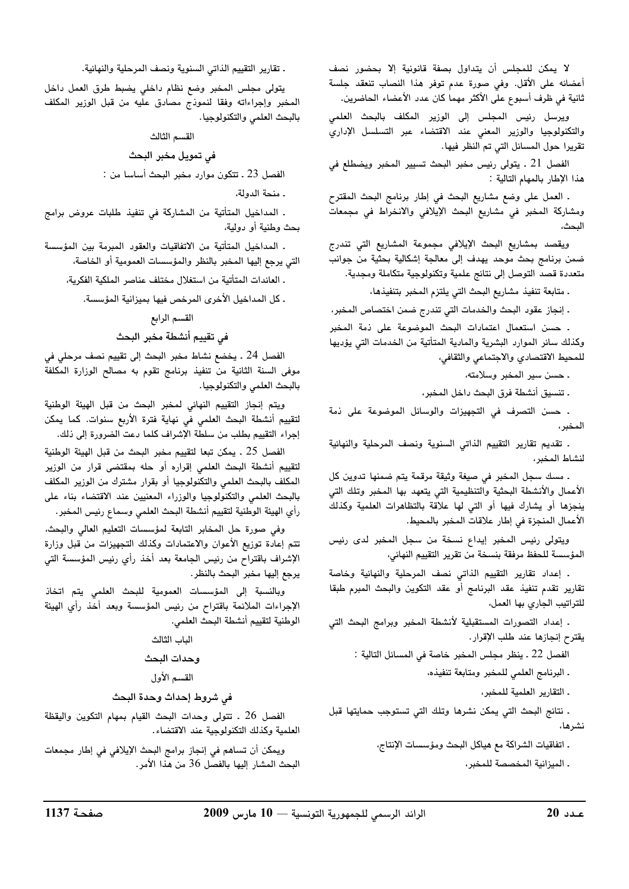لا يمكن للمجلس أن يتداول بصفة قانونية إلا بحضور نصف أعضائه على الأقل. وفي صورة عدم توفر هذا النصاب تنعقد جلسة ثانية في ظرف أسبوع على الأكثر مهما كان عدد الأعضاء الحاضرين.

ويرسل رئيس المجلس إلى الوزير المكلف بالبحث العلمي والتكنولوجيا والوزير المعني عند الاقتضاء عبر التسلسل الإداري تقريرا حول المسائل التي تم النظر فيها.

الفصل 21 ـ يتولى رئيس مخبر البحث تسيير المخبر ويضطلع في هذا الإطار بالمهام التالية :

ـ العمل على وضع مشاريع البحث في إطار برنامج البحث المقترح ومشاركة المخبر في مشاريع البحث الإيلافي والانخراط في مجمعات البحث،

ويقصد بمشاريع البحث الإيلافي مجموعة المشاريع التي تندرج ضمن برنامج بحث موحد يهدف إلى معالجة إشكالية بحثية من جوانب متعددة قصد التوصل إلى نتائج علمية وتكنولوجية متكاملة ومجدية.

ـ متابعة تنفيذ مشاريع البحث التي يلتزم المخبر بتنفيذها،

ـ إنجاز عقود البحث والخدمات التي تندرج ضمن اختصاص المخبر،

ـ حسن استعمال اعتمادات البحث الموضوعة على ذمة المخبر وكذلك سائر الموارد البشرية والمادية المتأتية من الخدمات التي يؤديها للمحيط الاقتصادي والاجتماعي والثقافي،

ـ حسن سير المخبر وسلامته،

ـ تنسيق أنشطة فرق البحث داخل المخبر،

ـ حسن التصرف في التجهيزات والوسائل الموضوعة على ذمة المخبر،

ـ تقديم تقارير التقييم الذاتي السنوية ونصف المرحلية والنهائية لنشاط المخبر،

ـ مسك سجل المخبر في صيغة وثيقة مرقمة يتم ضمنها تدوين كل الأعمال والأنشطة البحثية والتنظيمية التي يتعهد بها المخبر وتلك التي ينجزها أو يشارك فيها أو التي لها علاقة بالتظاهرات العلمية وكذلك الأعمال المنجزة في إطار علاقات المخبر بالمحيط.

ويتولى رئيس المخبر إيداع نسخة من سجل المخبر لدى رئيس المؤسسة للحفظ مرفقة بنسخة من تقرير التقييم النهائي،

ـ إعداد تقارير التقييم الذاتي نصف المرحلية والنهائية وخاصة تقارير تقدم تنفيذ عقد البرنامج أو عقد التكوين والبحث المبرم طبقا للتراتيب الجاري بها العمل،

ـ إعداد التصورات المستقبلية لأنشطة المخبر وبرامج البحث التي يقترح إنجازها عند طلب الإقرار.

الفصل 22 ـ ينظر مجلس المخبر خاصة في المسائل التالية :

ـ البرنامج العلمي للمخبر ومتابعة تنفيذه،

ـ التقارير العلمية للمخبر،

ـ نتائج البحث التي يمكن نشرها وتلك التي تستوجب حمايتها قبل نشرها،

ـ اتفاقيات الشراكة مع هياكل البحث ومؤسسات الإنتاج،

ـ الميزانية المخصصة للمخبر،

ـ تقارير التقييم الذاتي السنوية ونصف المرحلية والنهائية.

يتولى مجلس المخبر وضع نظام داخلي يضبط طرق العمل داخل المخبر وإجراءاته وفقا لنموذج مصادق عليه من قبل الوزير المكلف بالبحث العلمي والتكنولوجيا.

## القسم الثالث

## في تمويل مخبر البحث

الفصل 23 ـ تتكون موارد مخبر البحث أساسا من :

ـ منحة الدولة،

ـ المداخيل المتأتية من المشاركة في تنفيذ طلبات عروض برامج بحث وطنية أو دولية،

ـ المداخيل المتأتية من الاتفاقيات والعقود المبرمة بين المؤسسة التي يرجع إليها المخبر بالنظر والمؤسسات العمومية أو الخاصة،

ـ العائدات المتأتية من استغلال مختلف عناصر الملكية الفكرية،

ـ كل المداخيل الأخرى المرخص فيها بميزانية المؤسسة.

## القسم الرابع

## في تقييم أنشطة مخبر البحث

الفصل 24 ـ يخضع نشاط مخبر البحث إلى تقييم نصف مرحلي في موفى السنة الثانية من تنفيذ برنامج تقوم به مصالح الوزارة المكلفة بالبحث العلمي والتكنولوجيا.

ويتم إنجاز التقييم النهائي لمخبر البحث من قبل الهيئة الوطنية لتقييم أنشطة البحث العلمي في نهاية فترة الأربع سنوات. كما يمكن إجراء التقييم بطلب من سلطة الإشراف كلما دعت الضرورة إلى ذلك.

الفصل 25 ـ يمكن تبعا لتقييم مخبر البحث من قبل الهيئة الوطنية لتقييم أنشطة البحث العلمي إقراره أو حله بمقتضى قرار من الوزير المكلف بالبحث العلمي والتكنولوجيا أو بقرار مشترك من الوزير المكلف بالبحث العلمي والتكنولوجيا والوزراء المعنيين عند الاقتضاء بناء على رأي الهيئة الوطنية لتقييم أنشطة البحث العلمي وسماع رئيس المخبر.

وفي صورة حل المخابر التابعة لمؤسسات التعليم العالي والبحث، تتم إعادة توزيع الأعوان والاعتمادات وكذلك التجهيزات من قبل وزارة الإشراف باقتراح من رئيس الجامعة بعد أخذ رأي رئيس المؤسسة التي يرجع إليها مخبر البحث بالنظر.

وبالنسبة إلى المؤسسات العمومية للبحث العلمي يتم اتخاذ الإجراءات الملائمة باقتراح من رئيس المؤسسة وبعد أخذ رأي الهيئة الوطنية لتقييم أنشطة البحث العلمي.

## الباب الثالث

## وحدات البحث

## القسم الأول

## في شروط إحداث وحدة البحث

الفصل 26 ـ تتولى وحدات البحث القيام بمهام التكوين واليقظة العلمية وكذلك التكنولوجية عند الاقتضاء.

ويمكن أن تساهم في إنجاز برامج البحث الإيلافي في إطار مجمعات البحث المشار إليها بالفصل 36 من هذا الأمر.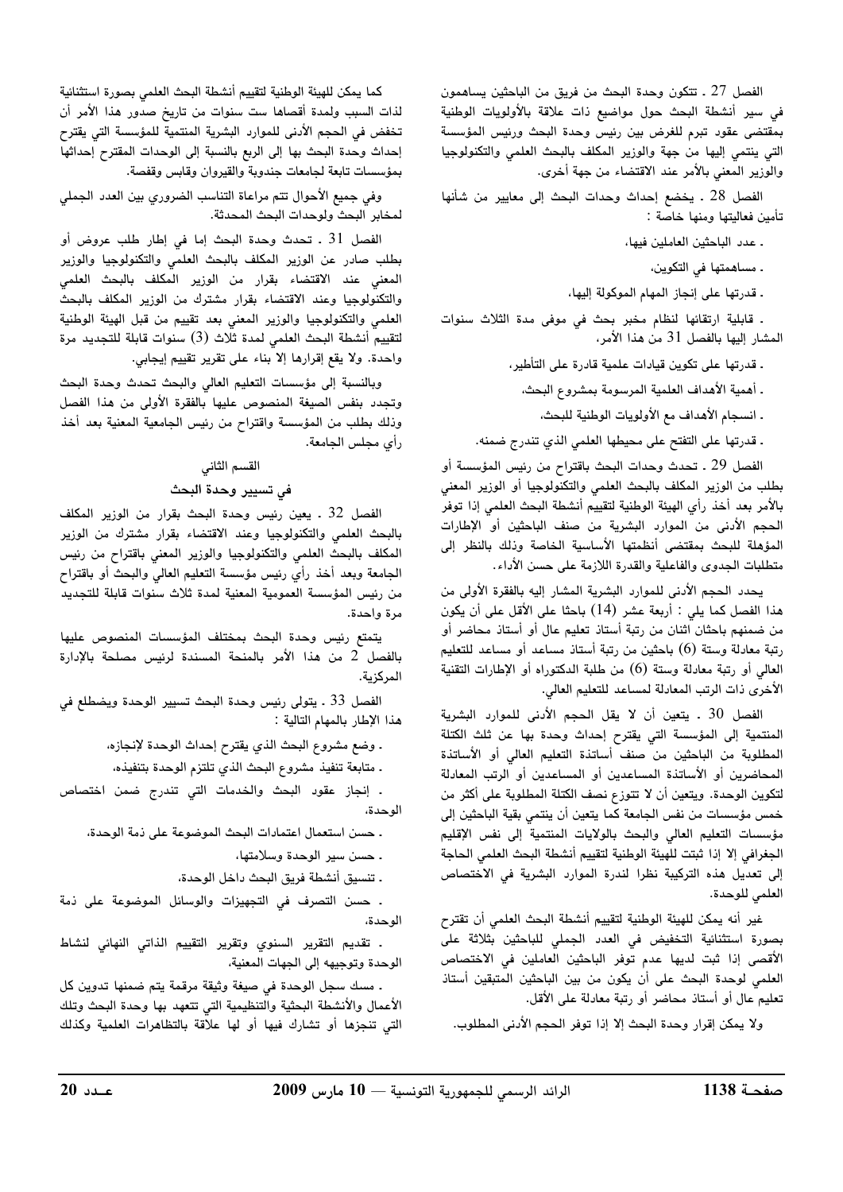الفصل 27 ـ تتكون وحدة البحث من فريق من الباحثين يساهمون في سير أنشطة البحث حول مواضيع ذات علاقة بالأولويات الوطنية بمقتضى عقود تبرم للغرض بين رئيس وحدة البحث ورئيس المؤسسة التي ينتمي إليها من جهة والوزير المكلف بالبحث العلمي والتكنولوجيا والوزير المعني بالأمر عند الاقتضاء من جهة أخرى.

الفصل 28 ـ يخضع إحداث وحدات البحث إلى معايير من شأنها تأمين فعاليتها ومنها خاصة :

- عدد الباحثين العاملين فيها،
- مساهمتها في التكوين،
- قدرتها على إنجاز المهام الموكولة إليها،
- قابلية ارتقائها لنظام مخبر بحث في موفى مدة الثلاث سنوات المشار إليها بالفصل 31 من هذا الأمر،
- قدرتها على تكوين قيادات علمية قادرة على التأطير،
- أهمية الأهداف العلمية المرسومة بمشروع البحث،
- انسجام الأهداف مع الأولويات الوطنية للبحث،
- قدرتها على التفتح على محيطها العلمي الذي تندرج ضمنه.

الفصل 29 ـ تحدث وحدات البحث باقتراح من رئيس المؤسسة أو بطلب من الوزير المكلف بالبحث العلمي والتكنولوجيا أو الوزير المعني بالأمر بعد أخذ رأي الهيئة الوطنية لتقييم أنشطة البحث العلمي إذا توفر الحجم الأدنى من الموارد البشرية من صنف الباحثين أو الإطارات المؤهلة للبحث بمقتضى أنظمتها الأساسية الخاصة وذلك بالنظر إلى متطلبات الجدوى والفاعلية والقدرة اللازمة على حسن الأداء.

يحدد الحجم الأدنى للموارد البشرية المشار إليه بالفقرة الأولى من هذا الفصل كما يلي : أربعة عشر (14) باحثا على الأقل على أن يكون من ضمنهم باحثان اثنان من رتبة أستاذ تعليم عال أو أستاذ محاضر أو رتبة معادلة وستة (6) باحثين من رتبة أستاذ مساعد أو مساعد للتعليم العالي أو رتبة معادلة وستة (6) من طلبة الدكتوراه أو الإطارات التقنية الأخرى ذات الرتب المعادلة لمساعد للتعليم العالي.

الفصل 30 ـ يتعين أن لا يقل الحجم الأدنى للموارد البشرية المنتمية إلى المؤسسة التي يقترح إحداث وحدة بها عن ثلث الكتلة المطلوبة من الباحثين من صنف أساتذة التعليم العالي أو الأساتذة المحاضرين أو الأساتذة المساعدين أو المساعدين أو الرتب المعادلة لتكوين الوحدة. ويتعين أن لا تتوزع نصف الكتلة المطلوبة على أكثر من خمس مؤسسات من نفس الجامعة كما يتعين أن ينتمي بقية الباحثين إلى مؤسسات التعليم العالي والبحث بالولايات المنتمية إلى نفس الإقليم الجغرافي إلا إذا ثبتت للهيئة الوطنية لتقييم أنشطة البحث العلمي الحاجة إلى تعديل هذه التركيبة نظرا لندرة الموارد البشرية في الاختصاص العلمي للوحدة.

غير أنه يمكن للهيئة الوطنية لتقييم أنشطة البحث العلمي أن تقترح بصورة استثنائية التخفيض في العدد الجملي للباحثين بثلاثة على الأقصى إذا ثبت لديها عدم توفر الباحثين العاملين في الاختصاص العلمي لوحدة البحث على أن يكون من بين الباحثين المتبقين أستاذ تعليم عال أو أستاذ محاضر أو رتبة معادلة على الأقل.

ولا يمكن إقرار وحدة البحث إلا إذا توفر الحجم الأدنى المطلوب.

كما يمكن للهيئة الوطنية لتقييم أنشطة البحث العلمي بصورة استثنائية لذات السبب ولمدة أقصاها ست سنوات من تاريخ صدور هذا الأمر أن تخفض في الحجم الأدنى للموارد البشرية المنتمية للمؤسسة التي يقترح إحداث وحدة البحث بها إلى الربع بالنسبة إلى الوحدات المقترح إحداثها بمؤسسات تابعة لجامعات جندوبة والقيروان وقابس وقفصة.

وفي جميع الأحوال تتم مراعاة التناسب الضروري بين العدد الجملي لمخابر البحث ولوحدات البحث المحدثة.

الفصل 31 ـ تحدث وحدة البحث إما في إطار طلب عروض أو بطلب صادر عن الوزير المكلف بالبحث العلمي والتكنولوجيا والوزير المعني عند الاقتضاء بقرار من الوزير المكلف بالبحث العلمي والتكنولوجيا وعند الاقتضاء بقرار مشترك من الوزير المكلف بالبحث العلمي والتكنولوجيا والوزير المعني بعد تقييم من قبل الهيئة الوطنية لتقييم أنشطة البحث العلمي لمدة ثلاث (3) سنوات قابلة للتجديد مرة واحدة. ولا يقع إقرارها إلا بناء على تقرير تقييم إيجابي.

وبالنسبة إلى مؤسسات التعليم العالي والبحث تحدث وحدة البحث وتجدد بنفس الصيغة المنصوص عليها بالفقرة الأولى من هذا الفصل وذلك بطلب من المؤسسة واقتراح من رئيس الجامعة المعنية بعد أخذ رأي مجلس الجامعة.

## القسم الثاني

## في تسيير وحدة البحث

الفصل 32 ـ يعين رئيس وحدة البحث بقرار من الوزير المكلف بالبحث العلمي والتكنولوجيا وعند الاقتضاء بقرار مشترك من الوزير المكلف بالبحث العلمي والتكنولوجيا والوزير المعني باقتراح من رئيس الجامعة وبعد أخذ رأي رئيس مؤسسة التعليم العالي والبحث أو باقتراح من رئيس المؤسسة العمومية المعنية لمدة ثلاث سنوات قابلة للتجديد مرة واحدة.

يتمتع رئيس وحدة البحث بمختلف المؤسسات المنصوص عليها بالفصل 2 من هذا الأمر بالمنحة المسندة لرئيس مصلحة بالإدارة المركزية.

الفصل 33 ـ يتولى رئيس وحدة البحث تسيير الوحدة ويضطلع في هذا الإطار بالمهام التالية :

- وضع مشروع البحث الذي يقترح إحداث الوحدة لإنجازه،
- متابعة تنفيذ مشروع البحث الذي تلتزم الوحدة بتنفيذه،
- إنجاز عقود البحث والخدمات التي تندرج ضمن اختصاص الوحدة،
- حسن استعمال اعتمادات البحث الموضوعة على ذمة الوحدة،
- حسن سير الوحدة وسلامتها،
- تنسيق أنشطة فريق البحث داخل الوحدة،
- حسن التصرف في التجهيزات والوسائل الموضوعة على ذمة الوحدة،
- تقديم التقرير السنوي وتقرير التقييم الذاتي النهائي لنشاط الوحدة وتوجيهه إلى الجهات المعنية،
- مسك سجل الوحدة في صيغة وثيقة مرقمة يتم ضمنها تدوين كل الأعمال والأنشطة البحثية والتنظيمية التي تتعهد بها وحدة البحث وتلك التي تنجزها أو تشارك فيها أو لها علاقة بالتظاهرات العلمية وكذلك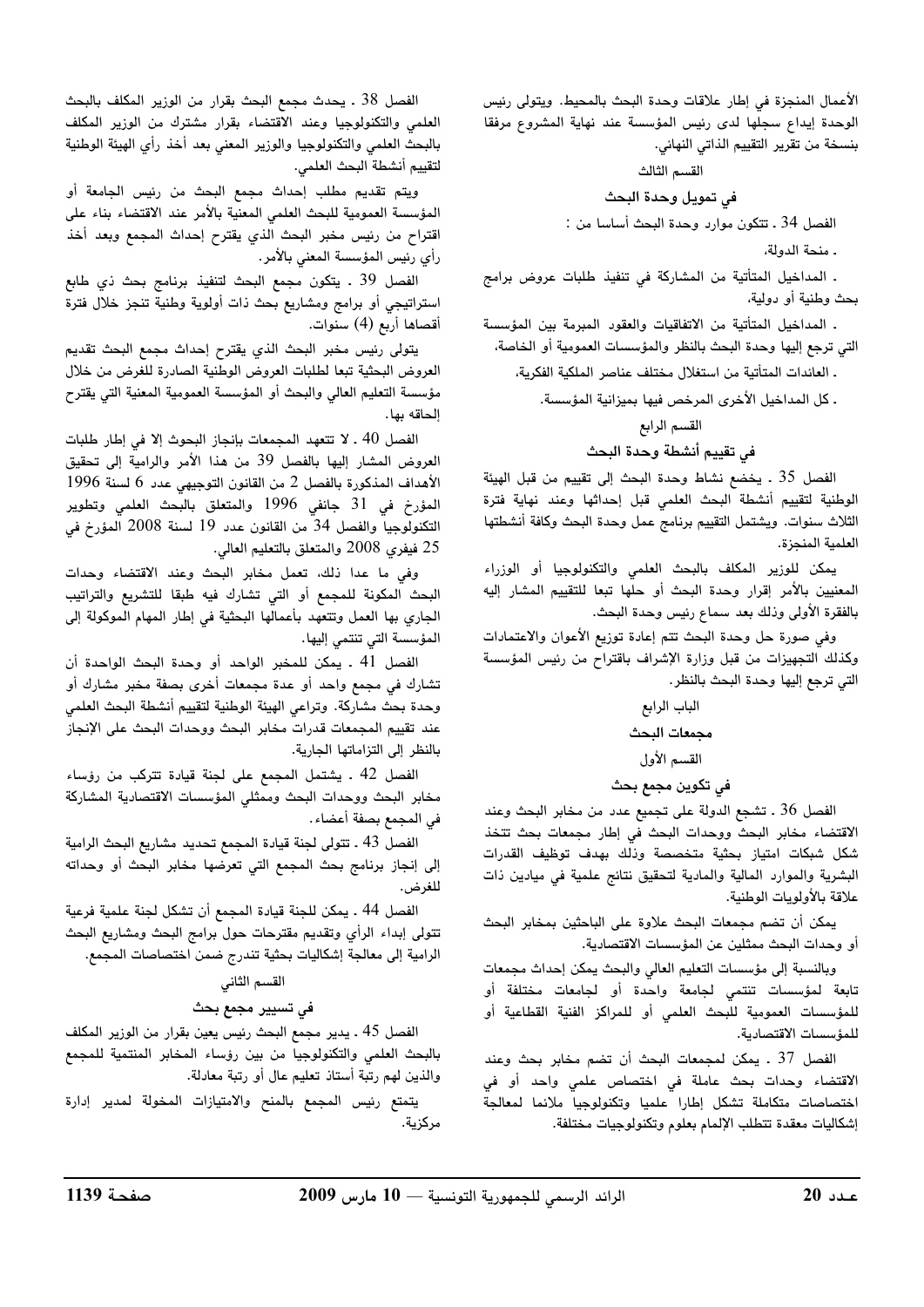الأعمال المنجزة في إطار علاقات وحدة البحث بالمحيط. ويتولى رئيس الوحدة إيداع سجلها لدى رئيس المؤسسة عند نهاية المشروع مرفقا بنسخة من تقرير التقييم الذاتي النهائي.

### القسم الثالث

### في تمويل وحدة البحث

الفصل 34 ـ تتكون موارد وحدة البحث أساسا من :

ـ منحة الدولة،

ـ المداخيل المتأتية من المشاركة في تنفيذ طلبات عروض برامج بحث وطنية أو دولية،

ـ المداخيل المتأتية من الاتفاقيات والعقود المبرمة بين المؤسسة التي ترجع إليها وحدة البحث بالنظر والمؤسسات العمومية أو الخاصة،

ـ العائدات المتأتية من استغلال مختلف عناصر الملكية الفكرية،

ـ كل المداخيل الأخرى المرخص فيها بميزانية المؤسسة.

### القسم الرابع

### في تقييم أنشطة وحدة البحث

الفصل 35 ـ يخضع نشاط وحدة البحث إلى تقييم من قبل الهيئة الوطنية لتقييم أنشطة البحث العلمي قبل إحداثها وعند نهاية فترة الثلاث سنوات. ويشتمل التقييم برنامج عمل وحدة البحث وكافة أنشطتها العلمية المنجزة.

يمكن للوزير المكلف بالبحث العلمي والتكنولوجيا أو الوزراء المعنيين بالأمر إقرار وحدة البحث أو حلها تبعا للتقييم المشار إليه بالفقرة الأولى وذلك بعد سماع رئيس وحدة البحث.

وفي صورة حل وحدة البحث تتم إعادة توزيع الأعوان والاعتمادات وكذلك التجهيزات من قبل وزارة الإشراف باقتراح من رئيس المؤسسة التي ترجع إليها وحدة البحث بالنظر.

## الباب الرابع

## مجمعات البحث

### القسم الأول

### في تكوين مجمع بحث

الفصل 36 ـ تشجع الدولة على تجميع عدد من مخابر البحث وعند الاقتضاء مخابر البحث ووحدات البحث في إطار مجمعات بحث تتخذ شكل شبكات امتياز بحثية متخصصة وذلك بهدف توظيف القدرات البشرية والموارد المالية والمادية لتحقيق نتائج علمية في ميادين ذات علاقة بالأولويات الوطنية.

يمكن أن تضم مجمعات البحث علاوة على الباحثين بمخابر البحث أو وحدات البحث ممثلين عن المؤسسات الاقتصادية.

وبالنسبة إلى مؤسسات التعليم العالي والبحث يمكن إحداث مجمعات تابعة لمؤسسات تنتمي لجامعة واحدة أو لجامعات مختلفة أو للمؤسسات العمومية للبحث العلمي أو للمراكز الفنية القطاعية أو للمؤسسات الاقتصادية.

الفصل 37 ـ يمكن لمجمعات البحث أن تضم مخابر بحث وعند الاقتضاء وحدات بحث عاملة في اختصاص علمي واحد أو في اختصاصات متكاملة تشكل إطارا علميا وتكنولوجيا ملائما لمعالجة إشكاليات معقدة تتطلب الإلمام بعلوم وتكنولوجيات مختلفة.

الفصل 38 ـ يحدث مجمع البحث بقرار من الوزير المكلف بالبحث العلمي والتكنولوجيا وعند الاقتضاء بقرار مشترك من الوزير المكلف بالبحث العلمي والتكنولوجيا والوزير المعني بعد أخذ رأي الهيئة الوطنية لتقييم أنشطة البحث العلمي.

ويتم تقديم مطلب إحداث مجمع البحث من رئيس الجامعة أو المؤسسة العمومية للبحث العلمي المعنية بالأمر عند الاقتضاء بناء على اقتراح من رئيس مخبر البحث الذي يقترح إحداث المجمع وبعد أخذ رأي رئيس المؤسسة المعني بالأمر.

الفصل 39 ـ يتكون مجمع البحث لتنفيذ برنامج بحث ذي طابع استراتيجي أو برامج ومشاريع بحث ذات أولوية وطنية تنجز خلال فترة أقصاها أربع (4) سنوات.

يتولى رئيس مخبر البحث الذي يقترح إحداث مجمع البحث تقديم العروض البحثية تبعا لطلبات العروض الوطنية الصادرة للغرض من خلال مؤسسة التعليم العالي والبحث أو المؤسسة العمومية المعنية التي يقترح إلحاقه بها.

الفصل 40 ـ لا تتعهد المجمعات بإنجاز البحوث إلا في إطار طلبات العروض المشار إليها بالفصل 39 من هذا الأمر والرامية إلى تحقيق الأهداف المذكورة بالفصل 2 من القانون التوجيهي عدد 6 لسنة 1996 المؤرخ في 31 جانفي 1996 والمتعلق بالبحث العلمي وتطوير التكنولوجيا والفصل 34 من القانون عدد 19 لسنة 2008 المؤرخ في 25 فيفري 2008 والمتعلق بالتعليم العالي.

وفي ما عدا ذلك، تعمل مخابر البحث وعند الاقتضاء وحدات البحث المكونة للمجمع أو التي تشارك فيه طبقا للتشريع والتراتيب الجاري بها العمل وتتعهد بأعمالها البحثية في إطار المهام الموكولة إلى المؤسسة التي تنتمي إليها.

الفصل 41 ـ يمكن للمخبر الواحد أو وحدة البحث الواحدة أن تشارك في مجمع واحد أو عدة مجمعات أخرى بصفة مخبر مشارك أو وحدة بحث مشاركة. وتراعي الهيئة الوطنية لتقييم أنشطة البحث العلمي عند تقييم المجمعات قدرات مخابر البحث ووحدات البحث على الإنجاز بالنظر إلى التزاماتها الجارية.

الفصل 42 ـ يشتمل المجمع على لجنة قيادة تتركب من رؤساء مخابر البحث ووحدات البحث وممثلي المؤسسات الاقتصادية المشاركة في المجمع بصفة أعضاء.

الفصل 43 ـ تتولى لجنة قيادة المجمع تحديد مشاريع البحث الرامية إلى إنجاز برنامج بحث المجمع التي تعرضها مخابر البحث أو وحداته للغرض.

الفصل 44 ـ يمكن للجنة قيادة المجمع أن تشكل لجنة علمية فرعية تتولى إبداء الرأي وتقديم مقترحات حول برامج البحث ومشاريع البحث الرامية إلى معالجة إشكاليات بحثية تندرج ضمن اختصاصات المجمع.

### القسم الثاني

### في تسيير مجمع بحث

الفصل 45 ـ يدير مجمع البحث رئيس يعين بقرار من الوزير المكلف بالبحث العلمي والتكنولوجيا من بين رؤساء المخابر المنتمية للمجمع والذين لهم رتبة أستاذ تعليم عال أو رتبة معادلة.

يتمتع رئيس المجمع بالمنح والامتيازات المخولة لمدير إدارة مركزية.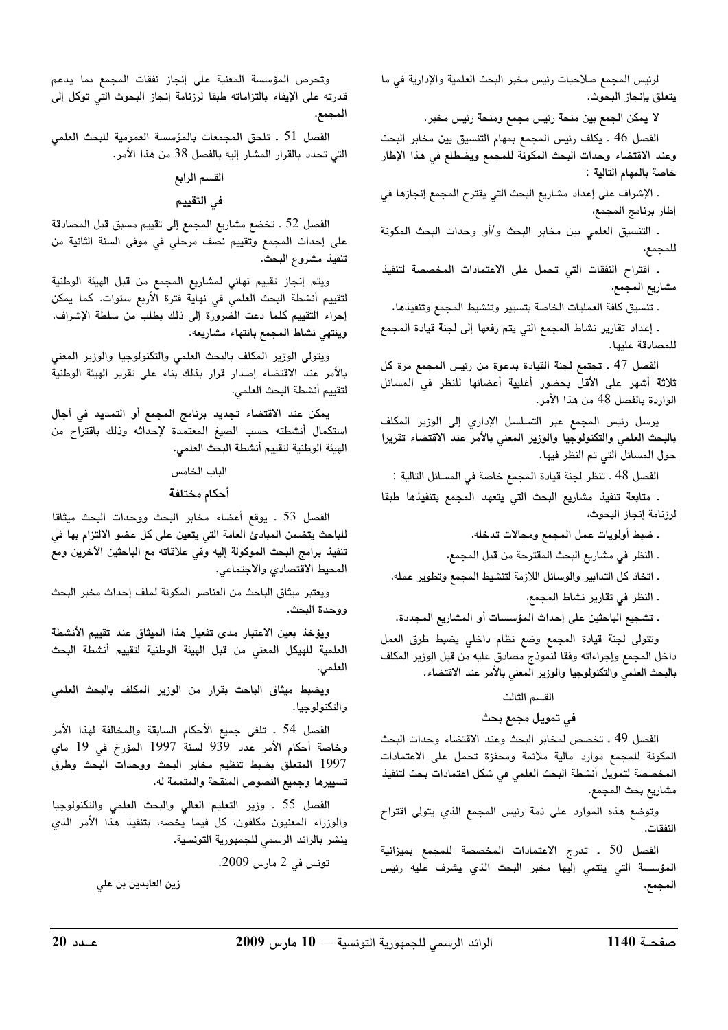لرئيس المجمع صلاحيات رئيس مخبر البحث العلمية والإدارية في ما يتعلق بإنجاز البحوث.

لا يمكن الجمع بين منحة رئيس مجمع ومنحة رئيس مخبر.

الفصل 46 ـ يكلف رئيس المجمع بمهام التنسيق بين مخابر البحث وعند الاقتضاء وحدات البحث المكونة للمجمع ويضطلع في هذا الإطار خاصة بالمهام التالية :

ـ الإشراف على إعداد مشاريع البحث التي يقترح المجمع إنجازها في إطار برنامج المجمع،

ـ التنسيق العلمي بين مخابر البحث و/أو وحدات البحث المكونة للمجمع،

ـ اقتراح النفقات التي تحمل على الاعتمادات المخصصة لتنفيذ مشاريع المجمع،

ـ تنسيق كافة العمليات الخاصة بتسيير وتنشيط المجمع وتنفيذها،

ـ إعداد تقارير نشاط المجمع التي يتم رفعها إلى لجنة قيادة المجمع للمصادقة عليها.

الفصل 47 ـ تجتمع لجنة القيادة بدعوة من رئيس المجمع مرة كل ثلاثة أشهر على الأقل بحضور أغلبية أعضائها للنظر في المسائل الواردة بالفصل 48 من هذا الأمر.

يرسل رئيس المجمع عبر التسلسل الإداري إلى الوزير المكلف بالبحث العلمي والتكنولوجيا والوزير المعني بالأمر عند الاقتضاء تقريرا حول المسائل التي تم النظر فيها.

الفصل 48 ـ تنظر لجنة قيادة المجمع خاصة في المسائل التالية :

ـ متابعة تنفيذ مشاريع البحث التي يتعهد المجمع بتنفيذها طبقا لرزنامة إنجاز البحوث،

ـ ضبط أولويات عمل المجمع ومجالات تدخله،

ـ النظر في مشاريع البحث المقترحة من قبل المجمع،

ـ اتخاذ كل التدابير والوسائل اللازمة لتنشيط المجمع وتطوير عمله،

ـ النظر في تقارير نشاط المجمع،

ـ تشجيع الباحثين على إحداث المؤسسات أو المشاريع المجددة.

وتتولى لجنة قيادة المجمع وضع نظام داخلي يضبط طرق العمل داخل المجمع وإجراءاته وفقا لنموذج مصادق عليه من قبل الوزير المكلف بالبحث العلمي والتكنولوجيا والوزير المعني بالأمر عند الاقتضاء.

## القسم الثالث

## في تمويل مجمع بحث

الفصل 49 ـ تخصص لمخابر البحث وعند الاقتضاء وحدات البحث المكونة للمجمع موارد مالية ملائمة ومحفزة تحمل على الاعتمادات المخصصة لتمويل أنشطة البحث العلمي في شكل اعتمادات بحث لتنفيذ مشاريع بحث المجمع.

وتوضع هذه الموارد على ذمة رئيس المجمع الذي يتولى اقتراح النفقات.

الفصل 50 ـ تدرج الاعتمادات المخصصة للمجمع بميزانية المؤسسة التي ينتمي إليها مخبر البحث الذي يشرف عليه رئيس المجمع.

وتحرص المؤسسة المعنية على إنجاز نفقات المجمع بما يدعم قدرته على الإيفاء بالتزاماته طبقا لرزنامة إنجاز البحوث التي توكل إلى المجمع.

الفصل 51 ـ تلحق المجمعات بالمؤسسة العمومية للبحث العلمي التي تحدد بالقرار المشار إليه بالفصل 38 من هذا الأمر.

## القسم الرابع

## في التقييم

الفصل 52 ـ تخضع مشاريع المجمع إلى تقييم مسبق قبل المصادقة على إحداث المجمع وتقييم نصف مرحلي في موفى السنة الثانية من تنفيذ مشروع البحث.

ويتم إنجاز تقييم نهائي لمشاريع المجمع من قبل الهيئة الوطنية لتقييم أنشطة البحث العلمي في نهاية فترة الأربع سنوات. كما يمكن إجراء التقييم كلما دعت الضرورة إلى ذلك بطلب من سلطة الإشراف. وينتهي نشاط المجمع بانتهاء مشاريعه.

ويتولى الوزير المكلف بالبحث العلمي والتكنولوجيا والوزير المعني بالأمر عند الاقتضاء إصدار قرار بذلك بناء على تقرير الهيئة الوطنية لتقييم أنشطة البحث العلمي.

يمكن عند الاقتضاء تجديد برنامج المجمع أو التمديد في آجال استكمال أنشطته حسب الصيغ المعتمدة لإحداثه وذلك باقتراح من الهيئة الوطنية لتقييم أنشطة البحث العلمي.

## الباب الخامس

## أحكام مختلفة

الفصل 53 ـ يوقع أعضاء مخابر البحث ووحدات البحث ميثاقا للباحث يتضمن المبادئ العامة التي يتعين على كل عضو الالتزام بها في تنفيذ برامج البحث الموكولة إليه وفي علاقاته مع الباحثين الآخرين ومع المحيط الاقتصادي والاجتماعي.

ويعتبر ميثاق الباحث من العناصر المكونة لملف إحداث مخبر البحث ووحدة البحث.

ويؤخذ بعين الاعتبار مدى تفعيل هذا الميثاق عند تقييم الأنشطة العلمية للهيكل المعني من قبل الهيئة الوطنية لتقييم أنشطة البحث العلمي.

ويضبط ميثاق الباحث بقرار من الوزير المكلف بالبحث العلمي والتكنولوجيا.

الفصل 54 ـ تلغى جميع الأحكام السابقة والمخالفة لهذا الأمر وخاصة أحكام الأمر عدد 939 لسنة 1997 المؤرخ في 19 ماي 1997 المتعلق بضبط تنظيم مخابر البحث ووحدات البحث وطرق تسييرها وجميع النصوص المنقحة والمتممة له.

الفصل 55 ـ وزير التعليم العالي والبحث العلمي والتكنولوجيا والوزراء المعنيون مكلفون، كل فيما يخصه، بتنفيذ هذا الأمر الذي ينشر بالرائد الرسمي للجمهورية التونسية.

تونس في 2 مارس 2009.

**زين العابدين بن علي**